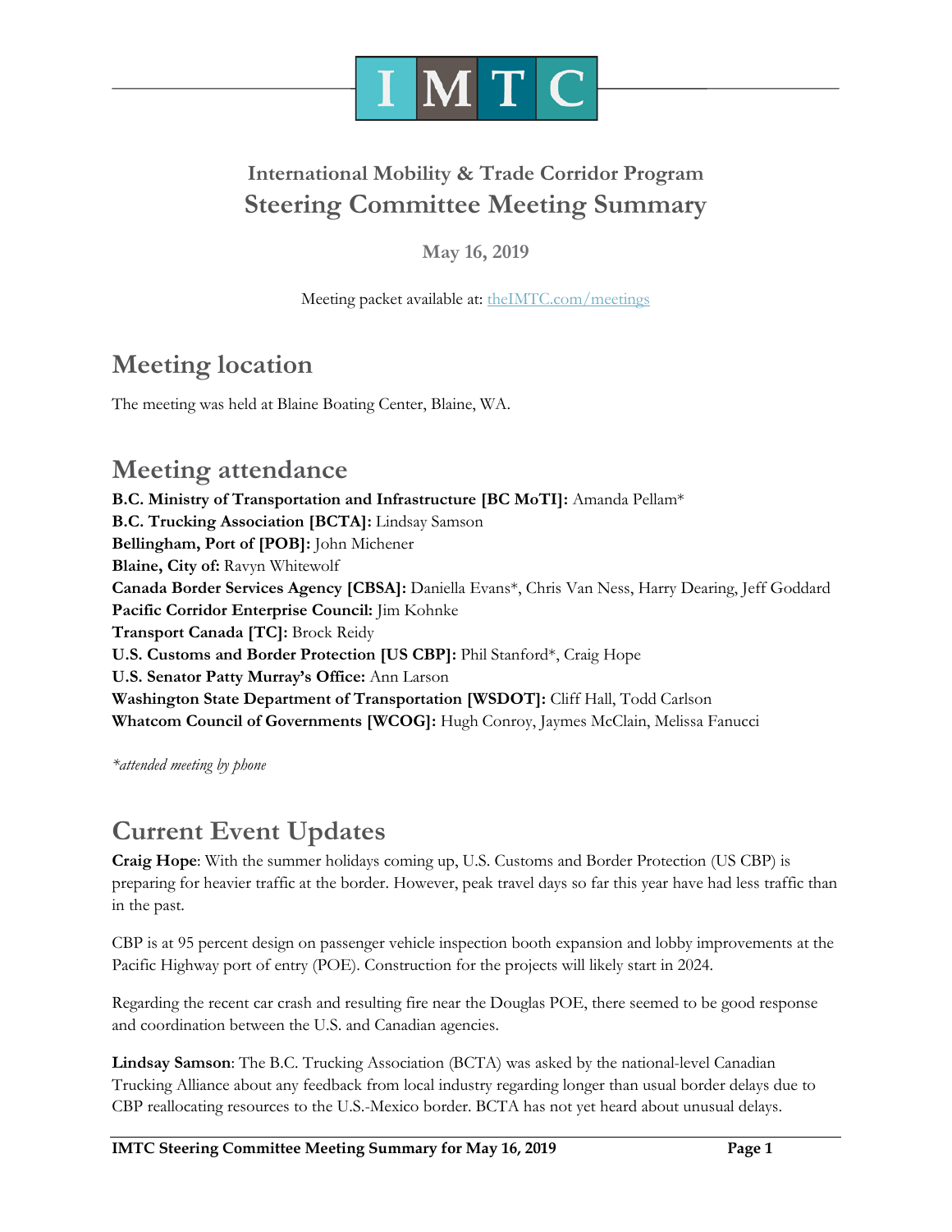IMTC

## International Mobility & Trade Corridor Program
# Steering Committee Meeting Summary

**May 16, 2019**

Meeting packet available at: [theIMTC.com/meetings](theIMTC.com/meetings)

## Meeting location

The meeting was held at Blaine Boating Center, Blaine, WA.

## Meeting attendance

**B.C. Ministry of Transportation and Infrastructure [BC MoTI]:** Amanda Pellam*
**B.C. Trucking Association [BCTA]:** Lindsay Samson
**Bellingham, Port of [POB]:** John Michener
**Blaine, City of:** Ravyn Whitewolf
**Canada Border Services Agency [CBSA]:** Daniella Evans*, Chris Van Ness, Harry Dearing, Jeff Goddard
**Pacific Corridor Enterprise Council:** Jim Kohnke
**Transport Canada [TC]:** Brock Reidy
**U.S. Customs and Border Protection [US CBP]:** Phil Stanford*, Craig Hope
**U.S. Senator Patty Murray's Office:** Ann Larson
**Washington State Department of Transportation [WSDOT]:** Cliff Hall, Todd Carlson
**Whatcom Council of Governments [WCOG]:** Hugh Conroy, Jaymes McClain, Melissa Fanucci

*\*attended meeting by phone*

## Current Event Updates

**Craig Hope**: With the summer holidays coming up, U.S. Customs and Border Protection (US CBP) is preparing for heavier traffic at the border. However, peak travel days so far this year have had less traffic than in the past.

CBP is at 95 percent design on passenger vehicle inspection booth expansion and lobby improvements at the Pacific Highway port of entry (POE). Construction for the projects will likely start in 2024.

Regarding the recent car crash and resulting fire near the Douglas POE, there seemed to be good response and coordination between the U.S. and Canadian agencies.

**Lindsay Samson**: The B.C. Trucking Association (BCTA) was asked by the national-level Canadian Trucking Alliance about any feedback from local industry regarding longer than usual border delays due to CBP reallocating resources to the U.S.-Mexico border. BCTA has not yet heard about unusual delays.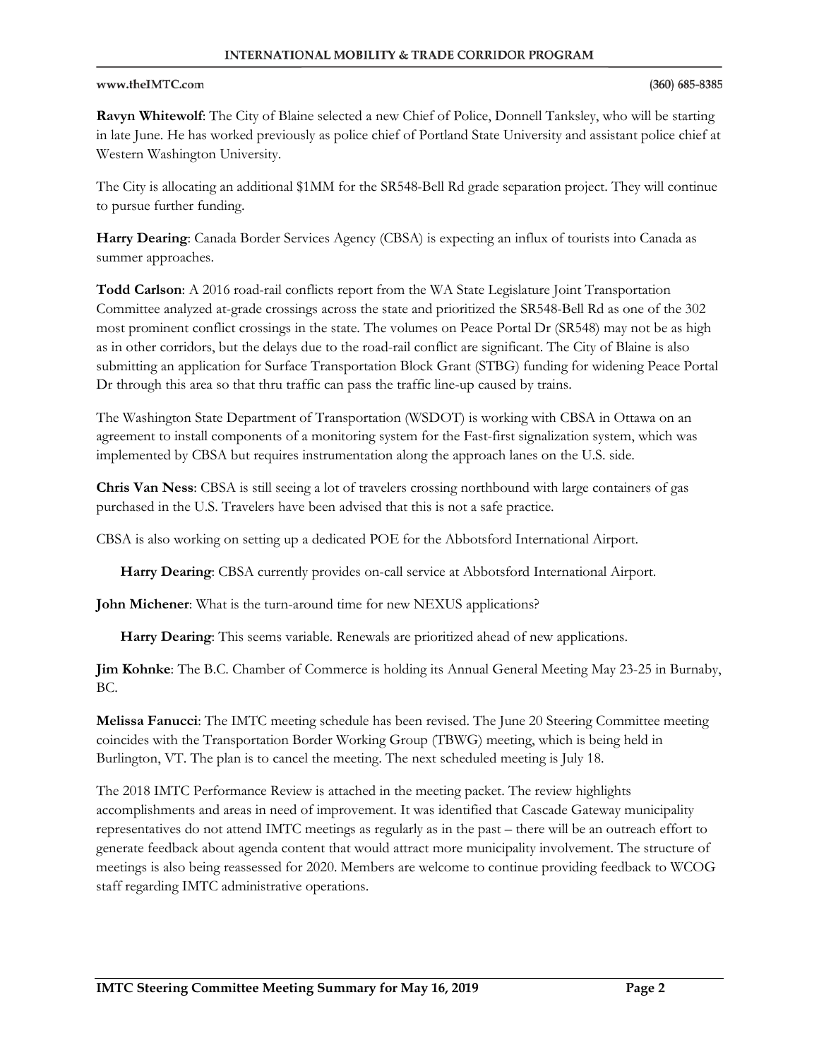**Ravyn Whitewolf**: The City of Blaine selected a new Chief of Police, Donnell Tanksley, who will be starting in late June. He has worked previously as police chief of Portland State University and assistant police chief at Western Washington University.

The City is allocating an additional $1MM for the SR548-Bell Rd grade separation project. They will continue to pursue further funding.

**Harry Dearing**: Canada Border Services Agency (CBSA) is expecting an influx of tourists into Canada as summer approaches.

**Todd Carlson**: A 2016 road-rail conflicts report from the WA State Legislature Joint Transportation Committee analyzed at-grade crossings across the state and prioritized the SR548-Bell Rd as one of the 302 most prominent conflict crossings in the state. The volumes on Peace Portal Dr (SR548) may not be as high as in other corridors, but the delays due to the road-rail conflict are significant. The City of Blaine is also submitting an application for Surface Transportation Block Grant (STBG) funding for widening Peace Portal Dr through this area so that thru traffic can pass the traffic line-up caused by trains.

The Washington State Department of Transportation (WSDOT) is working with CBSA in Ottawa on an agreement to install components of a monitoring system for the Fast-first signalization system, which was implemented by CBSA but requires instrumentation along the approach lanes on the U.S. side.

**Chris Van Ness**: CBSA is still seeing a lot of travelers crossing northbound with large containers of gas purchased in the U.S. Travelers have been advised that this is not a safe practice.

CBSA is also working on setting up a dedicated POE for the Abbotsford International Airport.

> **Harry Dearing**: CBSA currently provides on-call service at Abbotsford International Airport.

**John Michener**: What is the turn-around time for new NEXUS applications?

> **Harry Dearing**: This seems variable. Renewals are prioritized ahead of new applications.

**Jim Kohnke**: The B.C. Chamber of Commerce is holding its Annual General Meeting May 23-25 in Burnaby, BC.

**Melissa Fanucci**: The IMTC meeting schedule has been revised. The June 20 Steering Committee meeting coincides with the Transportation Border Working Group (TBWG) meeting, which is being held in Burlington, VT. The plan is to cancel the meeting. The next scheduled meeting is July 18.

The 2018 IMTC Performance Review is attached in the meeting packet. The review highlights accomplishments and areas in need of improvement. It was identified that Cascade Gateway municipality representatives do not attend IMTC meetings as regularly as in the past – there will be an outreach effort to generate feedback about agenda content that would attract more municipality involvement. The structure of meetings is also being reassessed for 2020. Members are welcome to continue providing feedback to WCOG staff regarding IMTC administrative operations.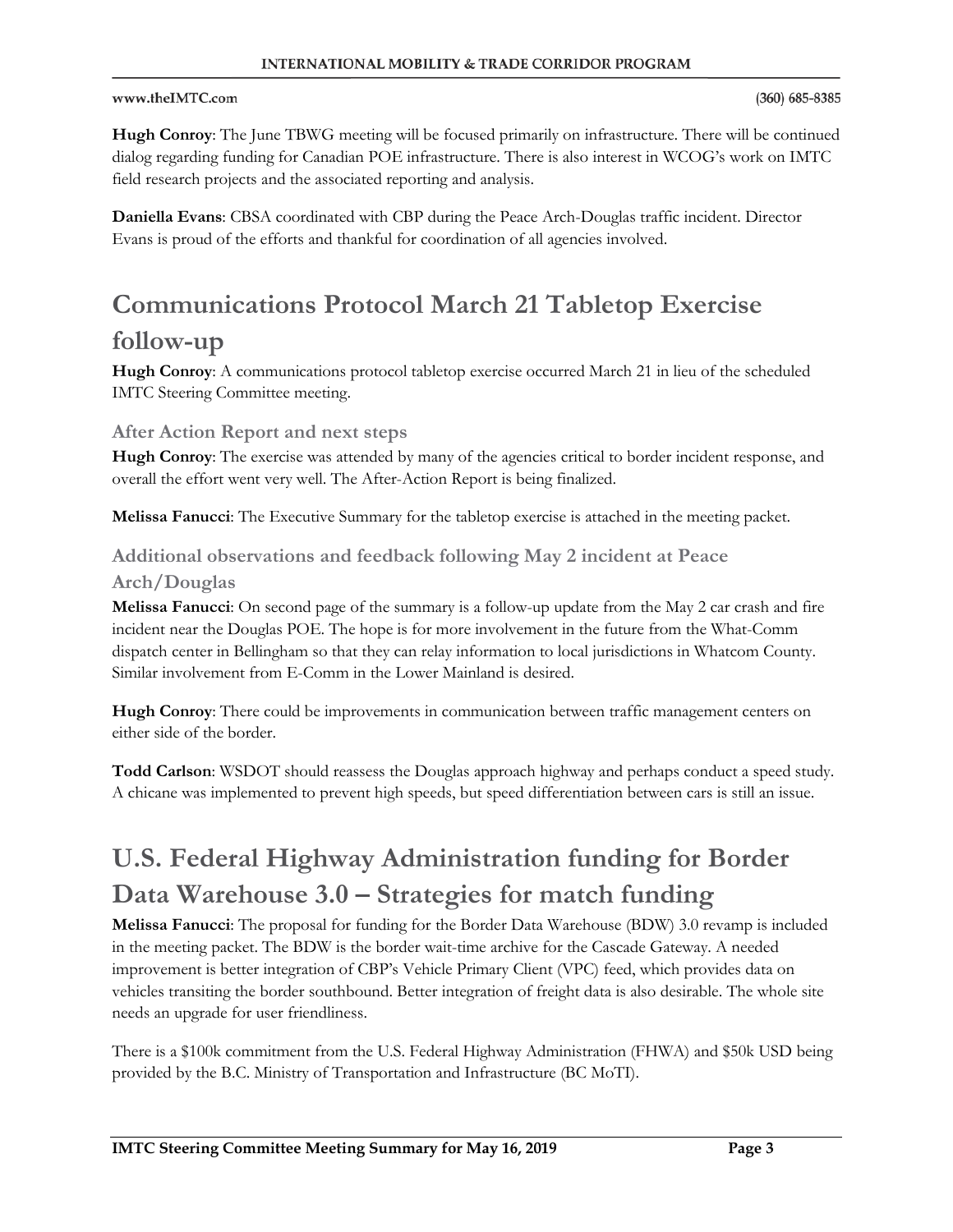**Hugh Conroy**: The June TBWG meeting will be focused primarily on infrastructure. There will be continued dialog regarding funding for Canadian POE infrastructure. There is also interest in WCOG's work on IMTC field research projects and the associated reporting and analysis.

**Daniella Evans**: CBSA coordinated with CBP during the Peace Arch-Douglas traffic incident. Director Evans is proud of the efforts and thankful for coordination of all agencies involved.

# Communications Protocol March 21 Tabletop Exercise follow-up

**Hugh Conroy**: A communications protocol tabletop exercise occurred March 21 in lieu of the scheduled IMTC Steering Committee meeting.

### After Action Report and next steps

**Hugh Conroy**: The exercise was attended by many of the agencies critical to border incident response, and overall the effort went very well. The After-Action Report is being finalized.

**Melissa Fanucci**: The Executive Summary for the tabletop exercise is attached in the meeting packet.

### Additional observations and feedback following May 2 incident at Peace Arch/Douglas

**Melissa Fanucci**: On second page of the summary is a follow-up update from the May 2 car crash and fire incident near the Douglas POE. The hope is for more involvement in the future from the What-Comm dispatch center in Bellingham so that they can relay information to local jurisdictions in Whatcom County. Similar involvement from E-Comm in the Lower Mainland is desired.

**Hugh Conroy**: There could be improvements in communication between traffic management centers on either side of the border.

**Todd Carlson**: WSDOT should reassess the Douglas approach highway and perhaps conduct a speed study. A chicane was implemented to prevent high speeds, but speed differentiation between cars is still an issue.

# U.S. Federal Highway Administration funding for Border Data Warehouse 3.0 – Strategies for match funding

**Melissa Fanucci**: The proposal for funding for the Border Data Warehouse (BDW) 3.0 revamp is included in the meeting packet. The BDW is the border wait-time archive for the Cascade Gateway. A needed improvement is better integration of CBP's Vehicle Primary Client (VPC) feed, which provides data on vehicles transiting the border southbound. Better integration of freight data is also desirable. The whole site needs an upgrade for user friendliness.

There is a $100k commitment from the U.S. Federal Highway Administration (FHWA) and $50k USD being provided by the B.C. Ministry of Transportation and Infrastructure (BC MoTI).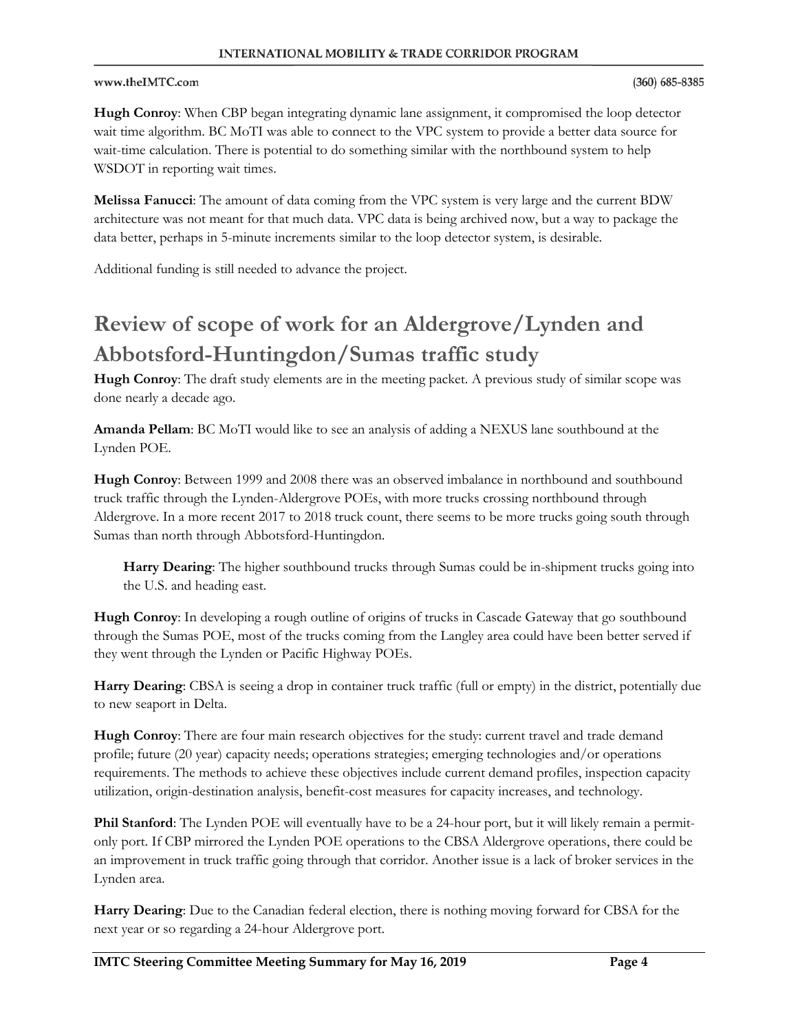**Hugh Conroy**: When CBP began integrating dynamic lane assignment, it compromised the loop detector wait time algorithm. BC MoTI was able to connect to the VPC system to provide a better data source for wait-time calculation. There is potential to do something similar with the northbound system to help WSDOT in reporting wait times.

**Melissa Fanucci**: The amount of data coming from the VPC system is very large and the current BDW architecture was not meant for that much data. VPC data is being archived now, but a way to package the data better, perhaps in 5-minute increments similar to the loop detector system, is desirable.

Additional funding is still needed to advance the project.

# Review of scope of work for an Aldergrove/Lynden and Abbotsford-Huntingdon/Sumas traffic study

**Hugh Conroy**: The draft study elements are in the meeting packet. A previous study of similar scope was done nearly a decade ago.

**Amanda Pellam**: BC MoTI would like to see an analysis of adding a NEXUS lane southbound at the Lynden POE.

**Hugh Conroy**: Between 1999 and 2008 there was an observed imbalance in northbound and southbound truck traffic through the Lynden-Aldergrove POEs, with more trucks crossing northbound through Aldergrove. In a more recent 2017 to 2018 truck count, there seems to be more trucks going south through Sumas than north through Abbotsford-Huntingdon.

> **Harry Dearing**: The higher southbound trucks through Sumas could be in-shipment trucks going into the U.S. and heading east.

**Hugh Conroy**: In developing a rough outline of origins of trucks in Cascade Gateway that go southbound through the Sumas POE, most of the trucks coming from the Langley area could have been better served if they went through the Lynden or Pacific Highway POEs.

**Harry Dearing**: CBSA is seeing a drop in container truck traffic (full or empty) in the district, potentially due to new seaport in Delta.

**Hugh Conroy**: There are four main research objectives for the study: current travel and trade demand profile; future (20 year) capacity needs; operations strategies; emerging technologies and/or operations requirements. The methods to achieve these objectives include current demand profiles, inspection capacity utilization, origin-destination analysis, benefit-cost measures for capacity increases, and technology.

**Phil Stanford**: The Lynden POE will eventually have to be a 24-hour port, but it will likely remain a permit-only port. If CBP mirrored the Lynden POE operations to the CBSA Aldergrove operations, there could be an improvement in truck traffic going through that corridor. Another issue is a lack of broker services in the Lynden area.

**Harry Dearing**: Due to the Canadian federal election, there is nothing moving forward for CBSA for the next year or so regarding a 24-hour Aldergrove port.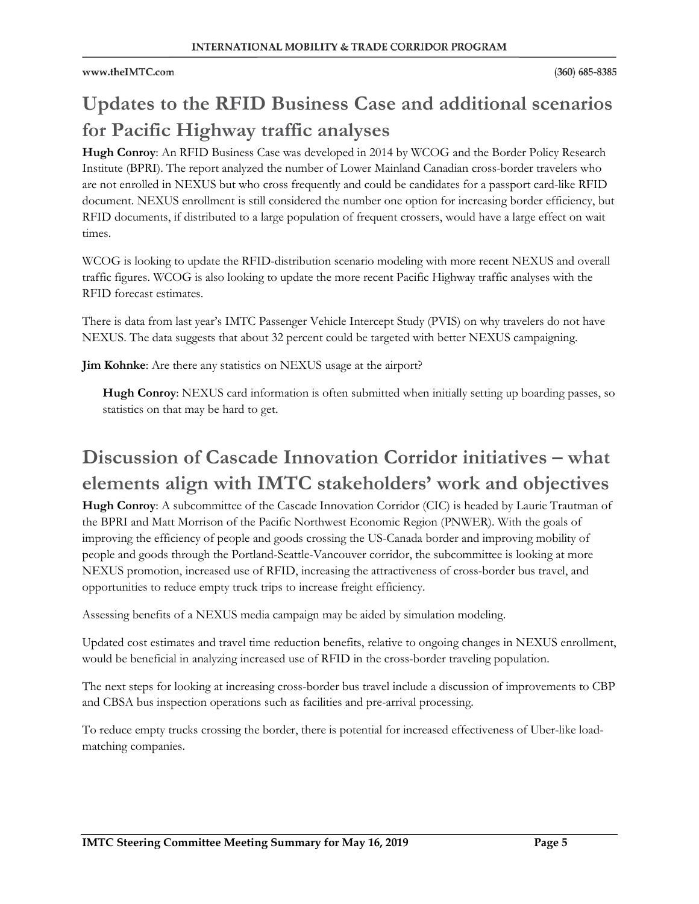## Updates to the RFID Business Case and additional scenarios for Pacific Highway traffic analyses

**Hugh Conroy**: An RFID Business Case was developed in 2014 by WCOG and the Border Policy Research Institute (BPRI). The report analyzed the number of Lower Mainland Canadian cross-border travelers who are not enrolled in NEXUS but who cross frequently and could be candidates for a passport card-like RFID document. NEXUS enrollment is still considered the number one option for increasing border efficiency, but RFID documents, if distributed to a large population of frequent crossers, would have a large effect on wait times.

WCOG is looking to update the RFID-distribution scenario modeling with more recent NEXUS and overall traffic figures. WCOG is also looking to update the more recent Pacific Highway traffic analyses with the RFID forecast estimates.

There is data from last year's IMTC Passenger Vehicle Intercept Study (PVIS) on why travelers do not have NEXUS. The data suggests that about 32 percent could be targeted with better NEXUS campaigning.

**Jim Kohnke**: Are there any statistics on NEXUS usage at the airport?

> **Hugh Conroy**: NEXUS card information is often submitted when initially setting up boarding passes, so statistics on that may be hard to get.

## Discussion of Cascade Innovation Corridor initiatives – what elements align with IMTC stakeholders' work and objectives

**Hugh Conroy**: A subcommittee of the Cascade Innovation Corridor (CIC) is headed by Laurie Trautman of the BPRI and Matt Morrison of the Pacific Northwest Economic Region (PNWER). With the goals of improving the efficiency of people and goods crossing the US-Canada border and improving mobility of people and goods through the Portland-Seattle-Vancouver corridor, the subcommittee is looking at more NEXUS promotion, increased use of RFID, increasing the attractiveness of cross-border bus travel, and opportunities to reduce empty truck trips to increase freight efficiency.

Assessing benefits of a NEXUS media campaign may be aided by simulation modeling.

Updated cost estimates and travel time reduction benefits, relative to ongoing changes in NEXUS enrollment, would be beneficial in analyzing increased use of RFID in the cross-border traveling population.

The next steps for looking at increasing cross-border bus travel include a discussion of improvements to CBP and CBSA bus inspection operations such as facilities and pre-arrival processing.

To reduce empty trucks crossing the border, there is potential for increased effectiveness of Uber-like load-matching companies.